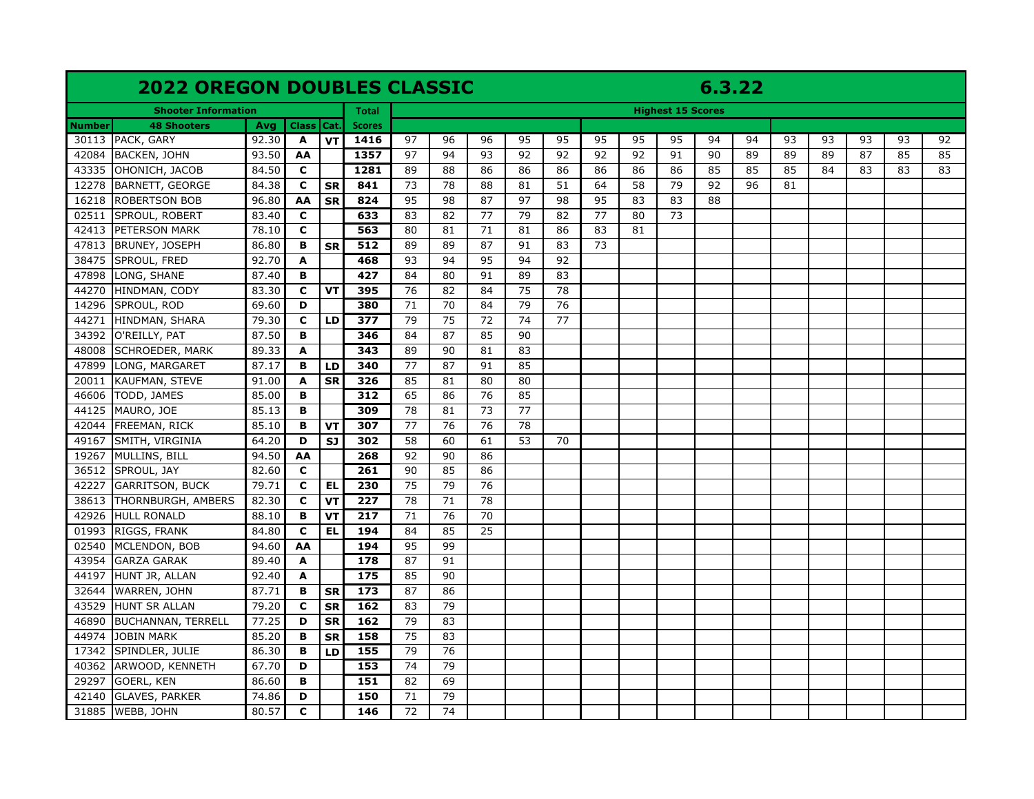# 2022 OREGON DOUBLES CLASSIC 6.3.22

| Shooter Information | | | | | Total | Highest 15 Scores | | | | | | | | | | | | | | |
|---|---|---|---|---|---|---|---|---|---|---|---|---|---|---|---|---|---|---|---|---|
| Number | 48 Shooters | Avg | Class | Cat. | Scores | | | | | | | | | | | | | | | |
| 30113 | PACK, GARY | 92.30 | A | VT | 1416 | 97 | 96 | 96 | 95 | 95 | 95 | 95 | 95 | 94 | 94 | 93 | 93 | 93 | 93 | 92 |
| 42084 | BACKEN, JOHN | 93.50 | AA | | 1357 | 97 | 94 | 93 | 92 | 92 | 92 | 92 | 91 | 90 | 89 | 89 | 89 | 87 | 85 | 85 |
| 43335 | OHONICH, JACOB | 84.50 | C | | 1281 | 89 | 88 | 86 | 86 | 86 | 86 | 86 | 86 | 85 | 85 | 85 | 84 | 83 | 83 | 83 |
| 12278 | BARNETT, GEORGE | 84.38 | C | SR | 841 | 73 | 78 | 88 | 81 | 51 | 64 | 58 | 79 | 92 | 96 | 81 | | | | |
| 16218 | ROBERTSON BOB | 96.80 | AA | SR | 824 | 95 | 98 | 87 | 97 | 98 | 95 | 83 | 83 | 88 | | | | | | |
| 02511 | SPROUL, ROBERT | 83.40 | C | | 633 | 83 | 82 | 77 | 79 | 82 | 77 | 80 | 73 | | | | | | | |
| 42413 | PETERSON MARK | 78.10 | C | | 563 | 80 | 81 | 71 | 81 | 86 | 83 | 81 | | | | | | | | |
| 47813 | BRUNEY, JOSEPH | 86.80 | B | SR | 512 | 89 | 89 | 87 | 91 | 83 | 73 | | | | | | | | | |
| 38475 | SPROUL, FRED | 92.70 | A | | 468 | 93 | 94 | 95 | 94 | 92 | | | | | | | | | | |
| 47898 | LONG, SHANE | 87.40 | B | | 427 | 84 | 80 | 91 | 89 | 83 | | | | | | | | | | |
| 44270 | HINDMAN, CODY | 83.30 | C | VT | 395 | 76 | 82 | 84 | 75 | 78 | | | | | | | | | | |
| 14296 | SPROUL, ROD | 69.60 | D | | 380 | 71 | 70 | 84 | 79 | 76 | | | | | | | | | | |
| 44271 | HINDMAN, SHARA | 79.30 | C | LD | 377 | 79 | 75 | 72 | 74 | 77 | | | | | | | | | | |
| 34392 | O'REILLY, PAT | 87.50 | B | | 346 | 84 | 87 | 85 | 90 | | | | | | | | | | | |
| 48008 | SCHROEDER, MARK | 89.33 | A | | 343 | 89 | 90 | 81 | 83 | | | | | | | | | | | |
| 47899 | LONG, MARGARET | 87.17 | B | LD | 340 | 77 | 87 | 91 | 85 | | | | | | | | | | | |
| 20011 | KAUFMAN, STEVE | 91.00 | A | SR | 326 | 85 | 81 | 80 | 80 | | | | | | | | | | | |
| 46606 | TODD, JAMES | 85.00 | B | | 312 | 65 | 86 | 76 | 85 | | | | | | | | | | | |
| 44125 | MAURO, JOE | 85.13 | B | | 309 | 78 | 81 | 73 | 77 | | | | | | | | | | | |
| 42044 | FREEMAN, RICK | 85.10 | B | VT | 307 | 77 | 76 | 76 | 78 | | | | | | | | | | | |
| 49167 | SMITH, VIRGINIA | 64.20 | D | SJ | 302 | 58 | 60 | 61 | 53 | 70 | | | | | | | | | | |
| 19267 | MULLINS, BILL | 94.50 | AA | | 268 | 92 | 90 | 86 | | | | | | | | | | | | |
| 36512 | SPROUL, JAY | 82.60 | C | | 261 | 90 | 85 | 86 | | | | | | | | | | | | |
| 42227 | GARRITSON, BUCK | 79.71 | C | EL | 230 | 75 | 79 | 76 | | | | | | | | | | | | |
| 38613 | THORNBURGH, AMBERS | 82.30 | C | VT | 227 | 78 | 71 | 78 | | | | | | | | | | | | |
| 42926 | HULL RONALD | 88.10 | B | VT | 217 | 71 | 76 | 70 | | | | | | | | | | | | |
| 01993 | RIGGS, FRANK | 84.80 | C | EL | 194 | 84 | 85 | 25 | | | | | | | | | | | | |
| 02540 | MCLENDON, BOB | 94.60 | AA | | 194 | 95 | 99 | | | | | | | | | | | | | |
| 43954 | GARZA GARAK | 89.40 | A | | 178 | 87 | 91 | | | | | | | | | | | | | |
| 44197 | HUNT JR, ALLAN | 92.40 | A | | 175 | 85 | 90 | | | | | | | | | | | | | |
| 32644 | WARREN, JOHN | 87.71 | B | SR | 173 | 87 | 86 | | | | | | | | | | | | | |
| 43529 | HUNT SR ALLAN | 79.20 | C | SR | 162 | 83 | 79 | | | | | | | | | | | | | |
| 46890 | BUCHANNAN, TERRELL | 77.25 | D | SR | 162 | 79 | 83 | | | | | | | | | | | | | |
| 44974 | JOBIN MARK | 85.20 | B | SR | 158 | 75 | 83 | | | | | | | | | | | | | |
| 17342 | SPINDLER, JULIE | 86.30 | B | LD | 155 | 79 | 76 | | | | | | | | | | | | | |
| 40362 | ARWOOD, KENNETH | 67.70 | D | | 153 | 74 | 79 | | | | | | | | | | | | | |
| 29297 | GOERL, KEN | 86.60 | B | | 151 | 82 | 69 | | | | | | | | | | | | | |
| 42140 | GLAVES, PARKER | 74.86 | D | | 150 | 71 | 79 | | | | | | | | | | | | | |
| 31885 | WEBB, JOHN | 80.57 | C | | 146 | 72 | 74 | | | | | | | | | | | | | |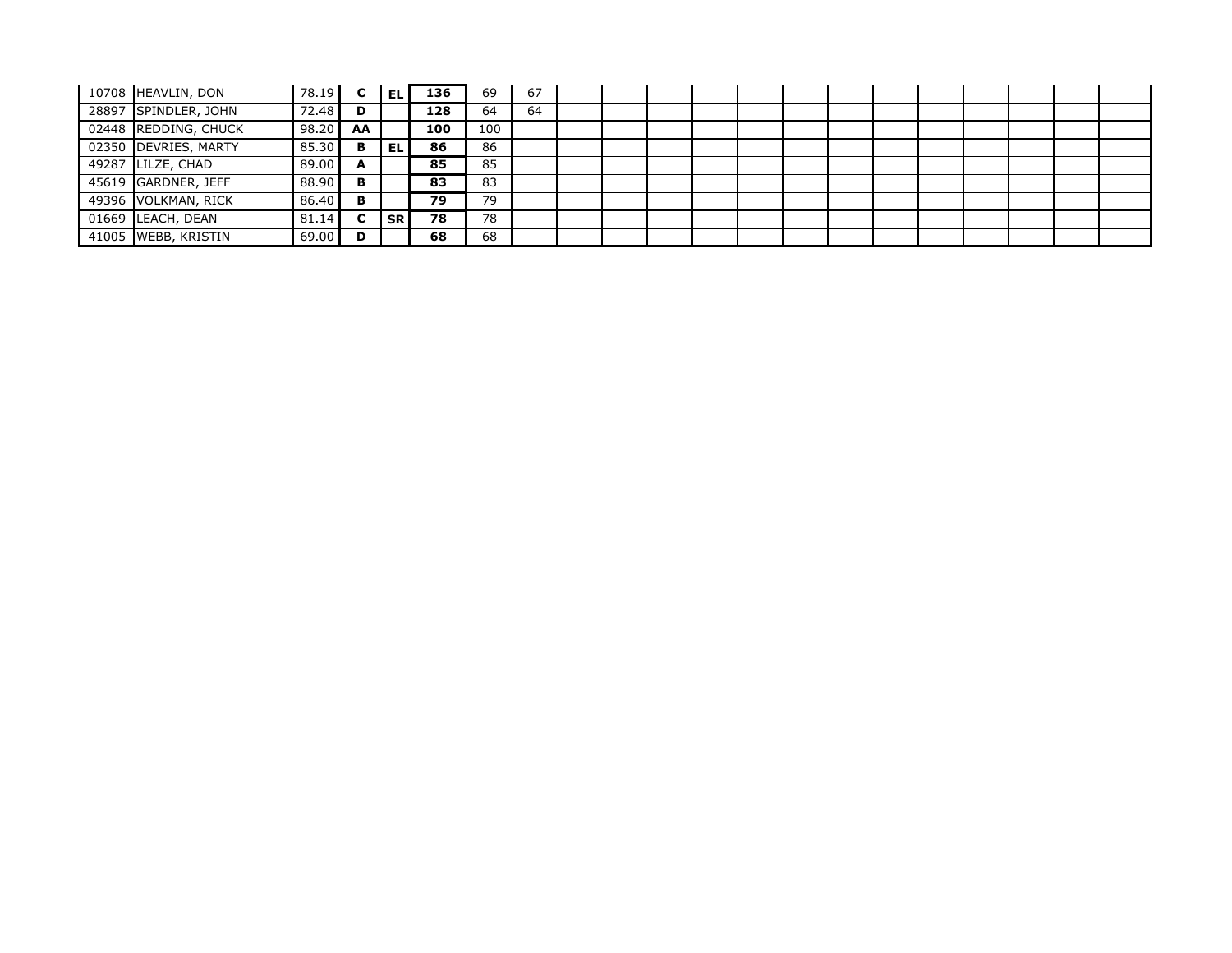| | | | | | | | | | | | | | | | | | | | | | |
|---|---|---|---|---|---|---|---|---|---|---|---|---|---|---|---|---|---|---|---|---|---|
| 10708 | HEAVLIN, DON | 78.19 | **C** | **EL** | **136** | 69 | 67 | | | | | | | | | | | | | | |
| 28897 | SPINDLER, JOHN | 72.48 | **D** | | **128** | 64 | 64 | | | | | | | | | | | | | | |
| 02448 | REDDING, CHUCK | 98.20 | **AA** | | **100** | 100 | | | | | | | | | | | | | | | |
| 02350 | DEVRIES, MARTY | 85.30 | **B** | **EL** | **86** | 86 | | | | | | | | | | | | | | | |
| 49287 | LILZE, CHAD | 89.00 | **A** | | **85** | 85 | | | | | | | | | | | | | | | |
| 45619 | GARDNER, JEFF | 88.90 | **B** | | **83** | 83 | | | | | | | | | | | | | | | |
| 49396 | VOLKMAN, RICK | 86.40 | **B** | | **79** | 79 | | | | | | | | | | | | | | | |
| 01669 | LEACH, DEAN | 81.14 | **C** | **SR** | **78** | 78 | | | | | | | | | | | | | | | |
| 41005 | WEBB, KRISTIN | 69.00 | **D** | | **68** | 68 | | | | | | | | | | | | | | | |